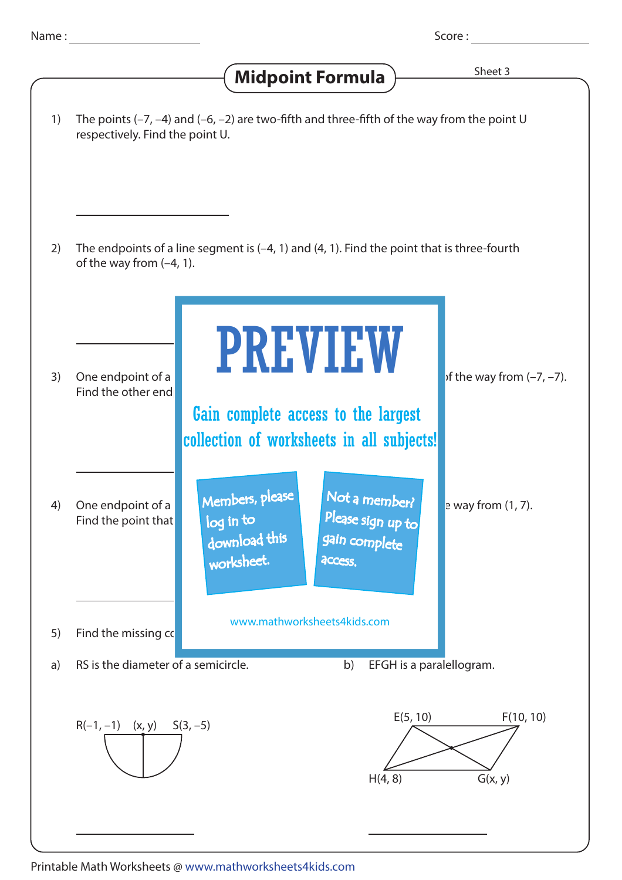Name : ____________________ Score : ____________________

# Midpoint Formula

Sheet 3

1) The points (–7, –4) and (–6, –2) are two-fifth and three-fifth of the way from the point U respectively. Find the point U.

______________________

2) The endpoints of a line segment is (–4, 1) and (4, 1). Find the point that is three-fourth of the way from (–4, 1).

______________________

3) One endpoint of a … of the way from (–7, –7). Find the other end…

______________________

4) One endpoint of a … way from (1, 7). Find the point that …

______________________

PREVIEW

Gain complete access to the largest collection of worksheets in all subjects!

Members, please log in to download this worksheet.

Not a member? Please sign up to gain complete access.

www.mathworksheets4kids.com

5) Find the missing c…

a) RS is the diameter of a semicircle.

R(–1, –1) (x, y) S(3, –5)

______________________

b) EFGH is a paralellogram.

E(5, 10) F(10, 10) H(4, 8) G(x, y)

______________________

Printable Math Worksheets @ www.mathworksheets4kids.com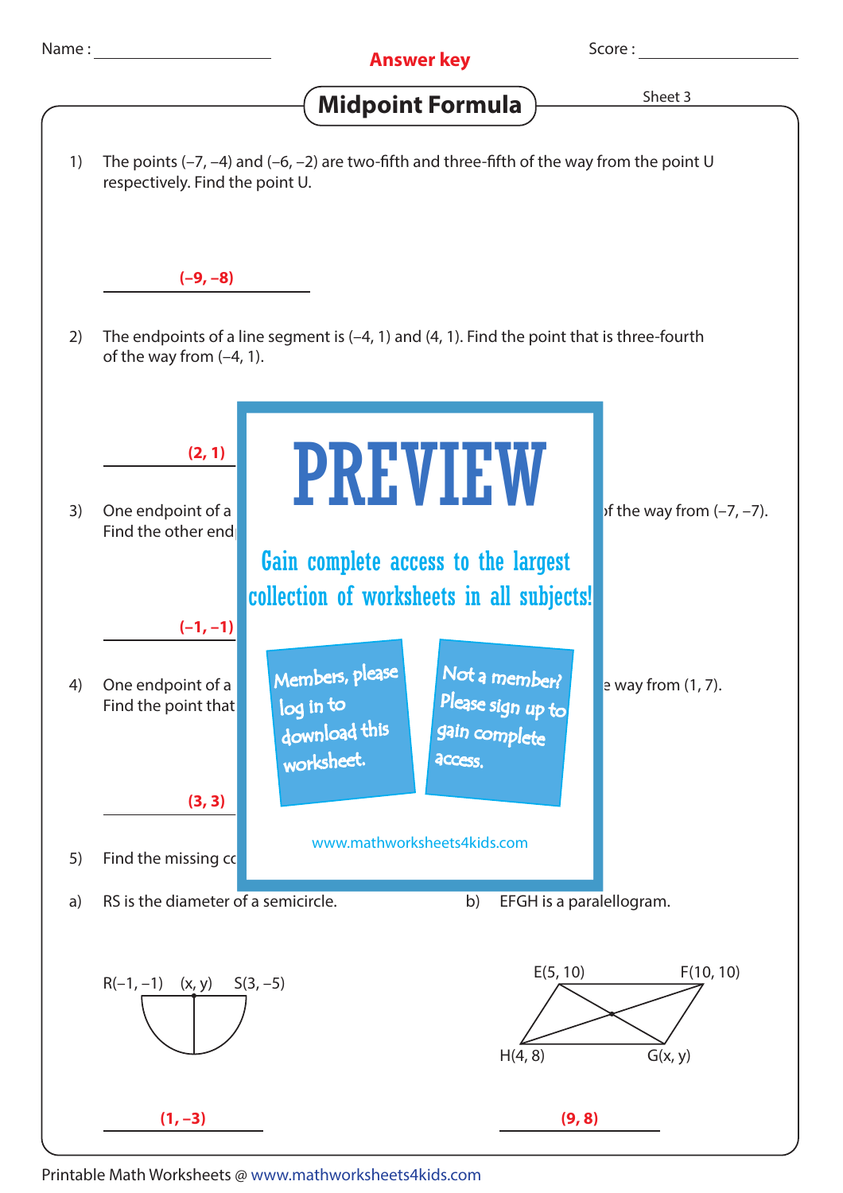Name : ______________ **Answer key** Score : ______________

# Midpoint Formula

Sheet 3

1) The points (–7, –4) and (–6, –2) are two-fifth and three-fifth of the way from the point U respectively. Find the point U.

**(–9, –8)**

2) The endpoints of a line segment is (–4, 1) and (4, 1). Find the point that is three-fourth of the way from (–4, 1).

**(2, 1)**

3) One endpoint of a ... of the way from (–7, –7). Find the other end...

**(–1, –1)**

4) One endpoint of a ... e way from (1, 7). Find the point that ...

**(3, 3)**

PREVIEW

Gain complete access to the largest collection of worksheets in all subjects!

Members, please log in to download this worksheet.

Not a member? Please sign up to gain complete access.

www.mathworksheets4kids.com

5) Find the missing co...

a) RS is the diameter of a semicircle.

R(–1, –1) (x, y) S(3, –5)

**(1, –3)**

b) EFGH is a paralellogram.

E(5, 10) F(10, 10)

H(4, 8) G(x, y)

**(9, 8)**

Printable Math Worksheets @ www.mathworksheets4kids.com